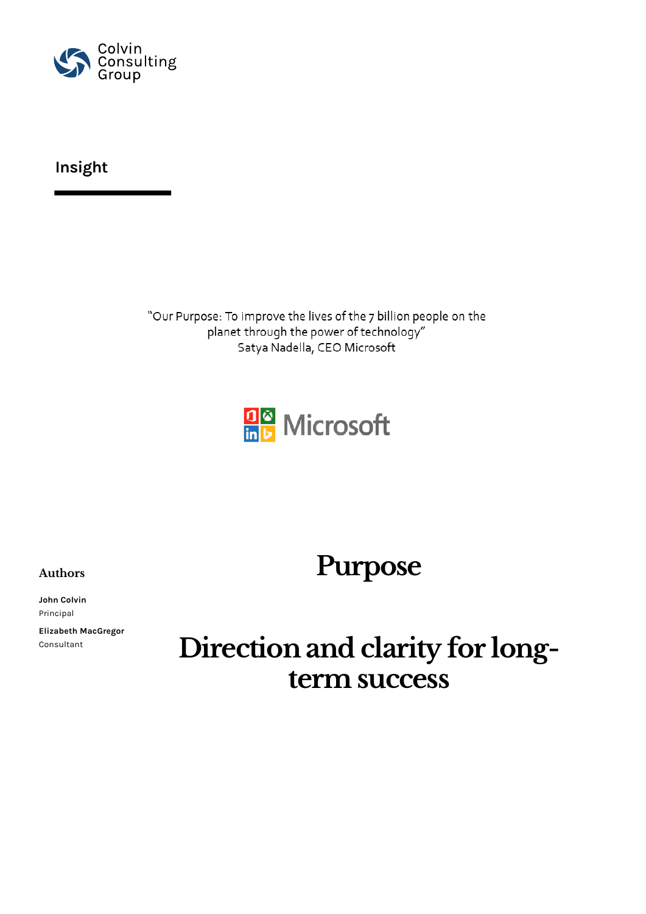Colvin Consulting Group

**Insight**

"Our Purpose: To improve the lives of the 7 billion people on the planet through the power of technology"
Satya Nadella, CEO Microsoft

Microsoft

### Authors

**John Colvin**
Principal

**Elizabeth MacGregor**
Consultant

# Purpose

# Direction and clarity for long-term success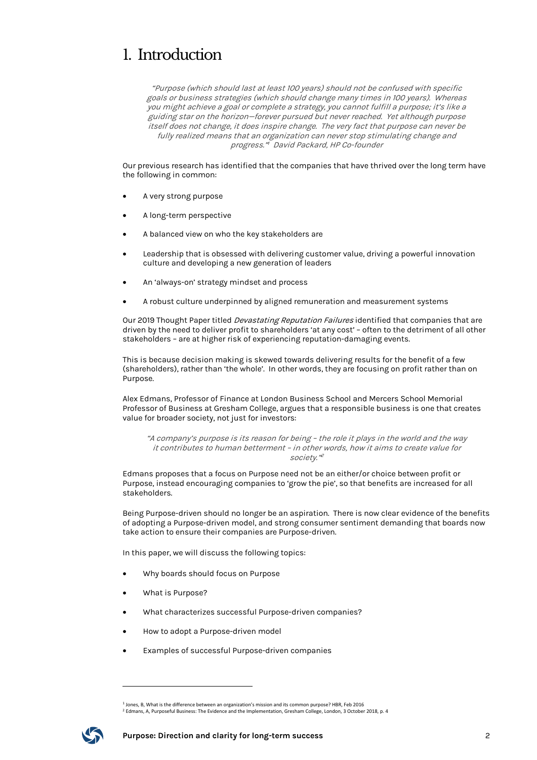# 1. Introduction

> *"Purpose (which should last at least 100 years) should not be confused with specific goals or business strategies (which should change many times in 100 years). Whereas you might achieve a goal or complete a strategy, you cannot fulfill a purpose; it's like a guiding star on the horizon—forever pursued but never reached. Yet although purpose itself does not change, it does inspire change. The very fact that purpose can never be fully realized means that an organization can never stop stimulating change and progress."*[1] *David Packard, HP Co-founder*

Our previous research has identified that the companies that have thrived over the long term have the following in common:

- A very strong purpose
- A long-term perspective
- A balanced view on who the key stakeholders are
- Leadership that is obsessed with delivering customer value, driving a powerful innovation culture and developing a new generation of leaders
- An 'always-on' strategy mindset and process
- A robust culture underpinned by aligned remuneration and measurement systems

Our 2019 Thought Paper titled *Devastating Reputation Failures* identified that companies that are driven by the need to deliver profit to shareholders 'at any cost' – often to the detriment of all other stakeholders – are at higher risk of experiencing reputation-damaging events.

This is because decision making is skewed towards delivering results for the benefit of a few (shareholders), rather than 'the whole'. In other words, they are focusing on profit rather than on Purpose.

Alex Edmans, Professor of Finance at London Business School and Mercers School Memorial Professor of Business at Gresham College, argues that a responsible business is one that creates value for broader society, not just for investors:

> *"A company's purpose is its reason for being – the role it plays in the world and the way it contributes to human betterment – in other words, how it aims to create value for society."*[2]

Edmans proposes that a focus on Purpose need not be an either/or choice between profit or Purpose, instead encouraging companies to 'grow the pie', so that benefits are increased for all stakeholders.

Being Purpose-driven should no longer be an aspiration. There is now clear evidence of the benefits of adopting a Purpose-driven model, and strong consumer sentiment demanding that boards now take action to ensure their companies are Purpose-driven.

In this paper, we will discuss the following topics:

- Why boards should focus on Purpose
- What is Purpose?
- What characterizes successful Purpose-driven companies?
- How to adopt a Purpose-driven model
- Examples of successful Purpose-driven companies

---

[1] Jones, B, What is the difference between an organization's mission and its common purpose? HBR, Feb 2016

[2] Edmans, A, Purposeful Business: The Evidence and the Implementation, Gresham College, London, 3 October 2018, p. 4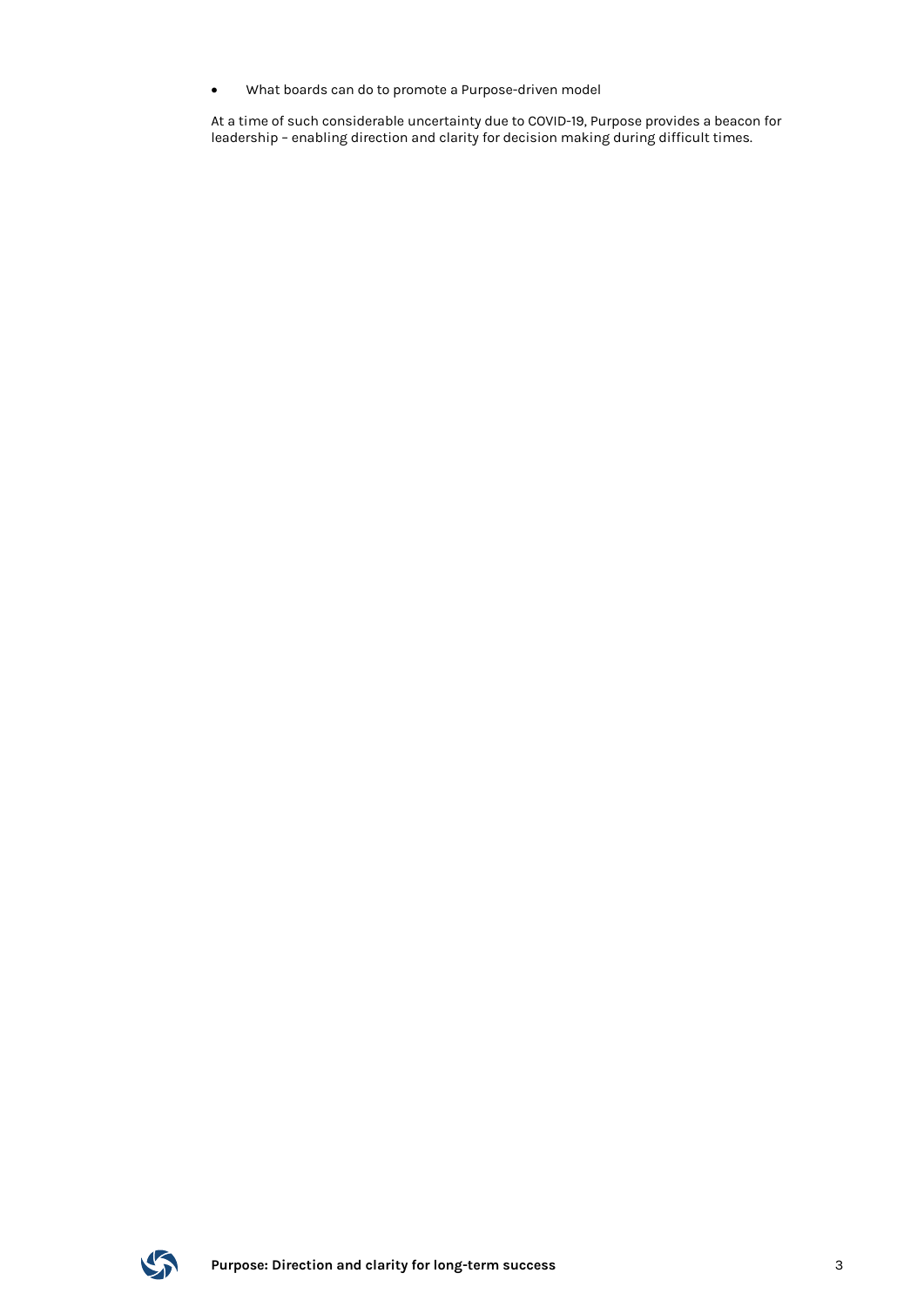- What boards can do to promote a Purpose-driven model

At a time of such considerable uncertainty due to COVID-19, Purpose provides a beacon for leadership – enabling direction and clarity for decision making during difficult times.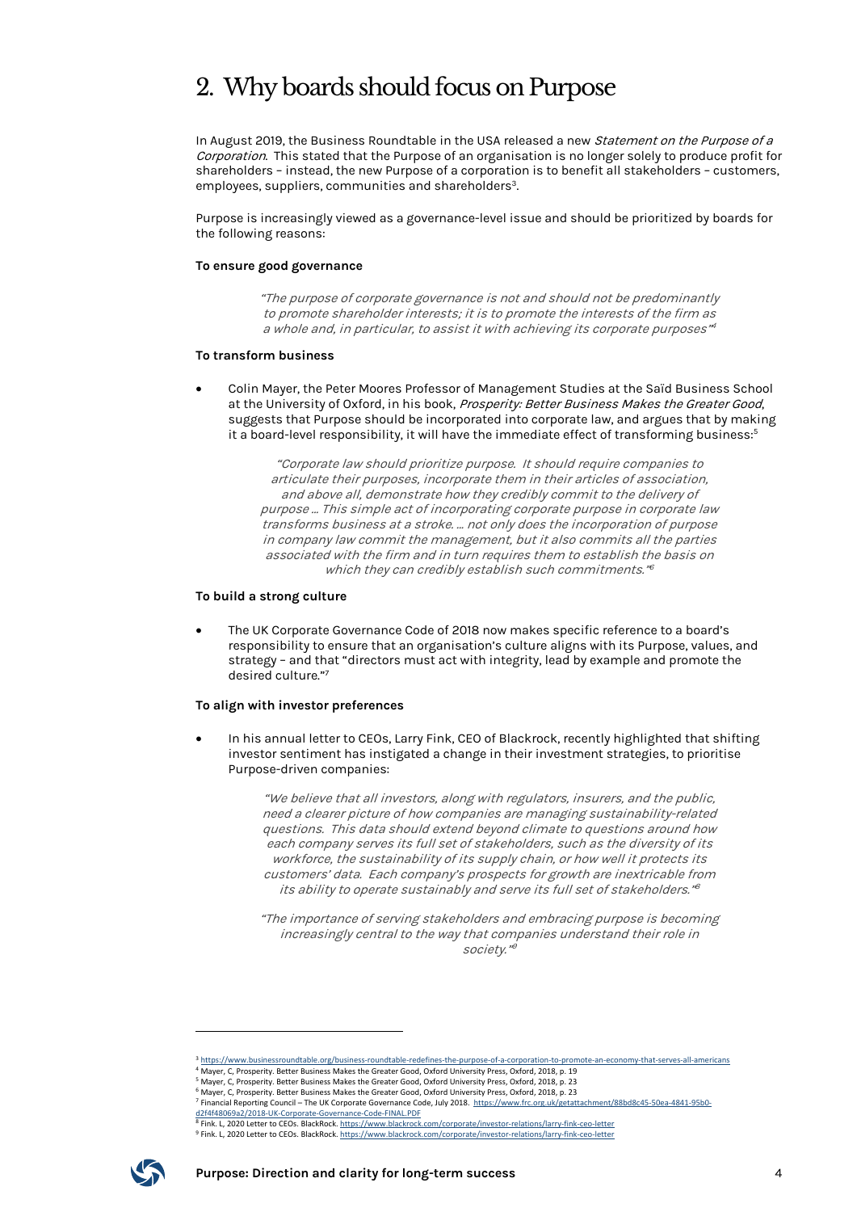# 2. Why boards should focus on Purpose

In August 2019, the Business Roundtable in the USA released a new *Statement on the Purpose of a Corporation*. This stated that the Purpose of an organisation is no longer solely to produce profit for shareholders – instead, the new Purpose of a corporation is to benefit all stakeholders – customers, employees, suppliers, communities and shareholders[3].

Purpose is increasingly viewed as a governance-level issue and should be prioritized by boards for the following reasons:

**To ensure good governance**

> *"The purpose of corporate governance is not and should not be predominantly to promote shareholder interests; it is to promote the interests of the firm as a whole and, in particular, to assist it with achieving its corporate purposes"*[4]

**To transform business**

- Colin Mayer, the Peter Moores Professor of Management Studies at the Saïd Business School at the University of Oxford, in his book, *Prosperity: Better Business Makes the Greater Good*, suggests that Purpose should be incorporated into corporate law, and argues that by making it a board-level responsibility, it will have the immediate effect of transforming business:[5]

> *"Corporate law should prioritize purpose. It should require companies to articulate their purposes, incorporate them in their articles of association, and above all, demonstrate how they credibly commit to the delivery of purpose … This simple act of incorporating corporate purpose in corporate law transforms business at a stroke. … not only does the incorporation of purpose in company law commit the management, but it also commits all the parties associated with the firm and in turn requires them to establish the basis on which they can credibly establish such commitments."*[6]

**To build a strong culture**

- The UK Corporate Governance Code of 2018 now makes specific reference to a board's responsibility to ensure that an organisation's culture aligns with its Purpose, values, and strategy – and that "directors must act with integrity, lead by example and promote the desired culture."[7]

**To align with investor preferences**

- In his annual letter to CEOs, Larry Fink, CEO of Blackrock, recently highlighted that shifting investor sentiment has instigated a change in their investment strategies, to prioritise Purpose-driven companies:

> *"We believe that all investors, along with regulators, insurers, and the public, need a clearer picture of how companies are managing sustainability-related questions. This data should extend beyond climate to questions around how each company serves its full set of stakeholders, such as the diversity of its workforce, the sustainability of its supply chain, or how well it protects its customers' data. Each company's prospects for growth are inextricable from its ability to operate sustainably and serve its full set of stakeholders."*[8]

> *"The importance of serving stakeholders and embracing purpose is becoming increasingly central to the way that companies understand their role in society."*[9]

---

[3] https://www.businessroundtable.org/business-roundtable-redefines-the-purpose-of-a-corporation-to-promote-an-economy-that-serves-all-americans
[4] Mayer, C, Prosperity. Better Business Makes the Greater Good, Oxford University Press, Oxford, 2018, p. 19
[5] Mayer, C, Prosperity. Better Business Makes the Greater Good, Oxford University Press, Oxford, 2018, p. 23
[6] Mayer, C, Prosperity. Better Business Makes the Greater Good, Oxford University Press, Oxford, 2018, p. 23
[7] Financial Reporting Council – The UK Corporate Governance Code, July 2018. https://www.frc.org.uk/getattachment/88bd8c45-50ea-4841-95b0-d2f4f48069a2/2018-UK-Corporate-Governance-Code-FINAL.PDF
[8] Fink. L, 2020 Letter to CEOs. BlackRock. https://www.blackrock.com/corporate/investor-relations/larry-fink-ceo-letter
[9] Fink. L, 2020 Letter to CEOs. BlackRock. https://www.blackrock.com/corporate/investor-relations/larry-fink-ceo-letter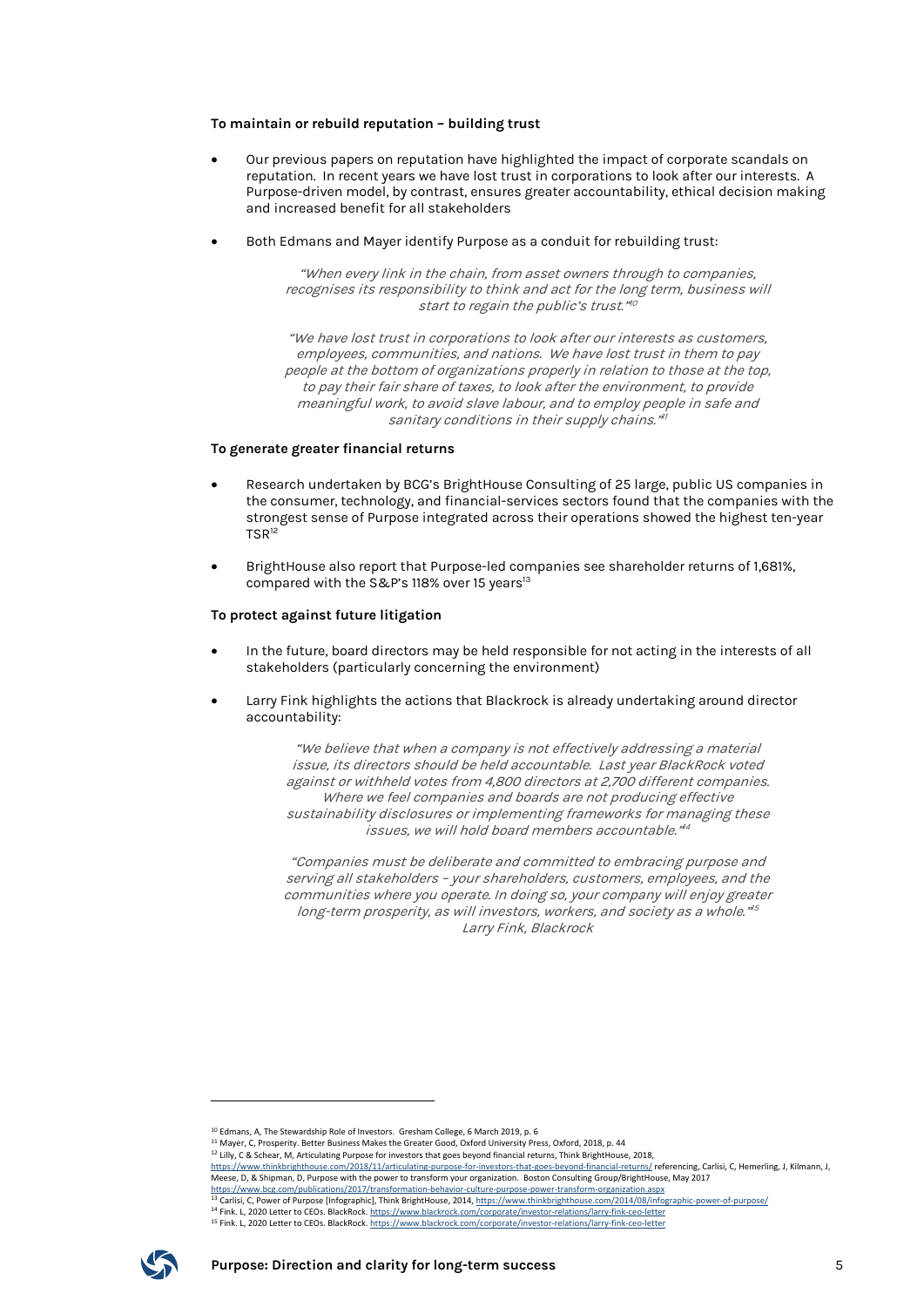**To maintain or rebuild reputation – building trust**

- Our previous papers on reputation have highlighted the impact of corporate scandals on reputation. In recent years we have lost trust in corporations to look after our interests. A Purpose-driven model, by contrast, ensures greater accountability, ethical decision making and increased benefit for all stakeholders

- Both Edmans and Mayer identify Purpose as a conduit for rebuilding trust:

> *"When every link in the chain, from asset owners through to companies, recognises its responsibility to think and act for the long term, business will start to regain the public's trust."*[10]

> *"We have lost trust in corporations to look after our interests as customers, employees, communities, and nations. We have lost trust in them to pay people at the bottom of organizations properly in relation to those at the top, to pay their fair share of taxes, to look after the environment, to provide meaningful work, to avoid slave labour, and to employ people in safe and sanitary conditions in their supply chains."*[11]

**To generate greater financial returns**

- Research undertaken by BCG's BrightHouse Consulting of 25 large, public US companies in the consumer, technology, and financial-services sectors found that the companies with the strongest sense of Purpose integrated across their operations showed the highest ten-year TSR[12]

- BrightHouse also report that Purpose-led companies see shareholder returns of 1,681%, compared with the S&P's 118% over 15 years[13]

**To protect against future litigation**

- In the future, board directors may be held responsible for not acting in the interests of all stakeholders (particularly concerning the environment)

- Larry Fink highlights the actions that Blackrock is already undertaking around director accountability:

> *"We believe that when a company is not effectively addressing a material issue, its directors should be held accountable. Last year BlackRock voted against or withheld votes from 4,800 directors at 2,700 different companies. Where we feel companies and boards are not producing effective sustainability disclosures or implementing frameworks for managing these issues, we will hold board members accountable."*[14]

> *"Companies must be deliberate and committed to embracing purpose and serving all stakeholders – your shareholders, customers, employees, and the communities where you operate. In doing so, your company will enjoy greater long-term prosperity, as will investors, workers, and society as a whole."*[15]
> *Larry Fink, Blackrock*

---

[10] Edmans, A, The Stewardship Role of Investors. Gresham College, 6 March 2019, p. 6

[11] Mayer, C, Prosperity. Better Business Makes the Greater Good, Oxford University Press, Oxford, 2018, p. 44

[12] Lilly, C & Schear, M, Articulating Purpose for investors that goes beyond financial returns, Think BrightHouse, 2018, https://www.thinkbrighthouse.com/2018/11/articulating-purpose-for-investors-that-goes-beyond-financial-returns/ referencing, Carlisi, C, Hemerling, J, Kilmann, J, Meese, D, & Shipman, D, Purpose with the power to transform your organization. Boston Consulting Group/BrightHouse, May 2017 https://www.bcg.com/publications/2017/transformation-behavior-culture-purpose-power-transform-organization.aspx

[13] Carlisi, C, Power of Purpose [Infographic], Think BrightHouse, 2014, https://www.thinkbrighthouse.com/2014/08/infographic-power-of-purpose/

[14] Fink. L, 2020 Letter to CEOs. BlackRock. https://www.blackrock.com/corporate/investor-relations/larry-fink-ceo-letter

[15] Fink. L, 2020 Letter to CEOs. BlackRock. https://www.blackrock.com/corporate/investor-relations/larry-fink-ceo-letter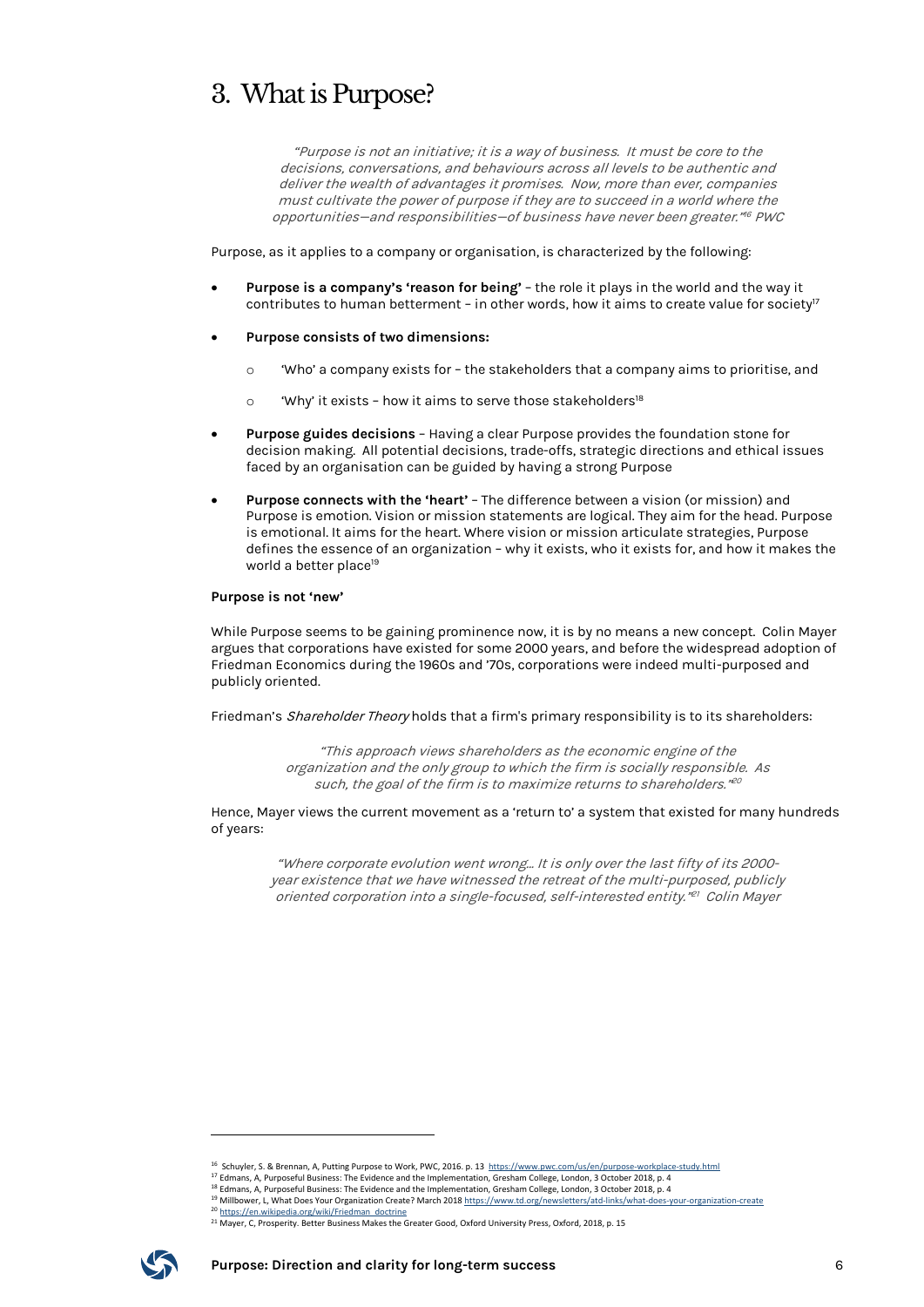# 3. What is Purpose?

> *"Purpose is not an initiative; it is a way of business. It must be core to the decisions, conversations, and behaviours across all levels to be authentic and deliver the wealth of advantages it promises. Now, more than ever, companies must cultivate the power of purpose if they are to succeed in a world where the opportunities—and responsibilities—of business have never been greater."*[16] *PWC*

Purpose, as it applies to a company or organisation, is characterized by the following:

- **Purpose is a company's 'reason for being'** – the role it plays in the world and the way it contributes to human betterment – in other words, how it aims to create value for society[17]
- **Purpose consists of two dimensions:**
  - 'Who' a company exists for – the stakeholders that a company aims to prioritise, and
  - 'Why' it exists – how it aims to serve those stakeholders[18]
- **Purpose guides decisions** – Having a clear Purpose provides the foundation stone for decision making. All potential decisions, trade-offs, strategic directions and ethical issues faced by an organisation can be guided by having a strong Purpose
- **Purpose connects with the 'heart'** – The difference between a vision (or mission) and Purpose is emotion. Vision or mission statements are logical. They aim for the head. Purpose is emotional. It aims for the heart. Where vision or mission articulate strategies, Purpose defines the essence of an organization – why it exists, who it exists for, and how it makes the world a better place[19]

**Purpose is not 'new'**

While Purpose seems to be gaining prominence now, it is by no means a new concept. Colin Mayer argues that corporations have existed for some 2000 years, and before the widespread adoption of Friedman Economics during the 1960s and '70s, corporations were indeed multi-purposed and publicly oriented.

Friedman's *Shareholder Theory* holds that a firm's primary responsibility is to its shareholders:

> *"This approach views shareholders as the economic engine of the organization and the only group to which the firm is socially responsible. As such, the goal of the firm is to maximize returns to shareholders."*[20]

Hence, Mayer views the current movement as a 'return to' a system that existed for many hundreds of years:

> *"Where corporate evolution went wrong… It is only over the last fifty of its 2000-year existence that we have witnessed the retreat of the multi-purposed, publicly oriented corporation into a single-focused, self-interested entity."*[21] *Colin Mayer*

---

[16] Schuyler, S. & Brennan, A, Putting Purpose to Work, PWC, 2016. p. 13 https://www.pwc.com/us/en/purpose-workplace-study.html

[17] Edmans, A, Purposeful Business: The Evidence and the Implementation, Gresham College, London, 3 October 2018, p. 4

[18] Edmans, A, Purposeful Business: The Evidence and the Implementation, Gresham College, London, 3 October 2018, p. 4

[19] Millbower, L, What Does Your Organization Create? March 2018 https://www.td.org/newsletters/atd-links/what-does-your-organization-create

[20] https://en.wikipedia.org/wiki/Friedman_doctrine

[21] Mayer, C, Prosperity. Better Business Makes the Greater Good, Oxford University Press, Oxford, 2018, p. 15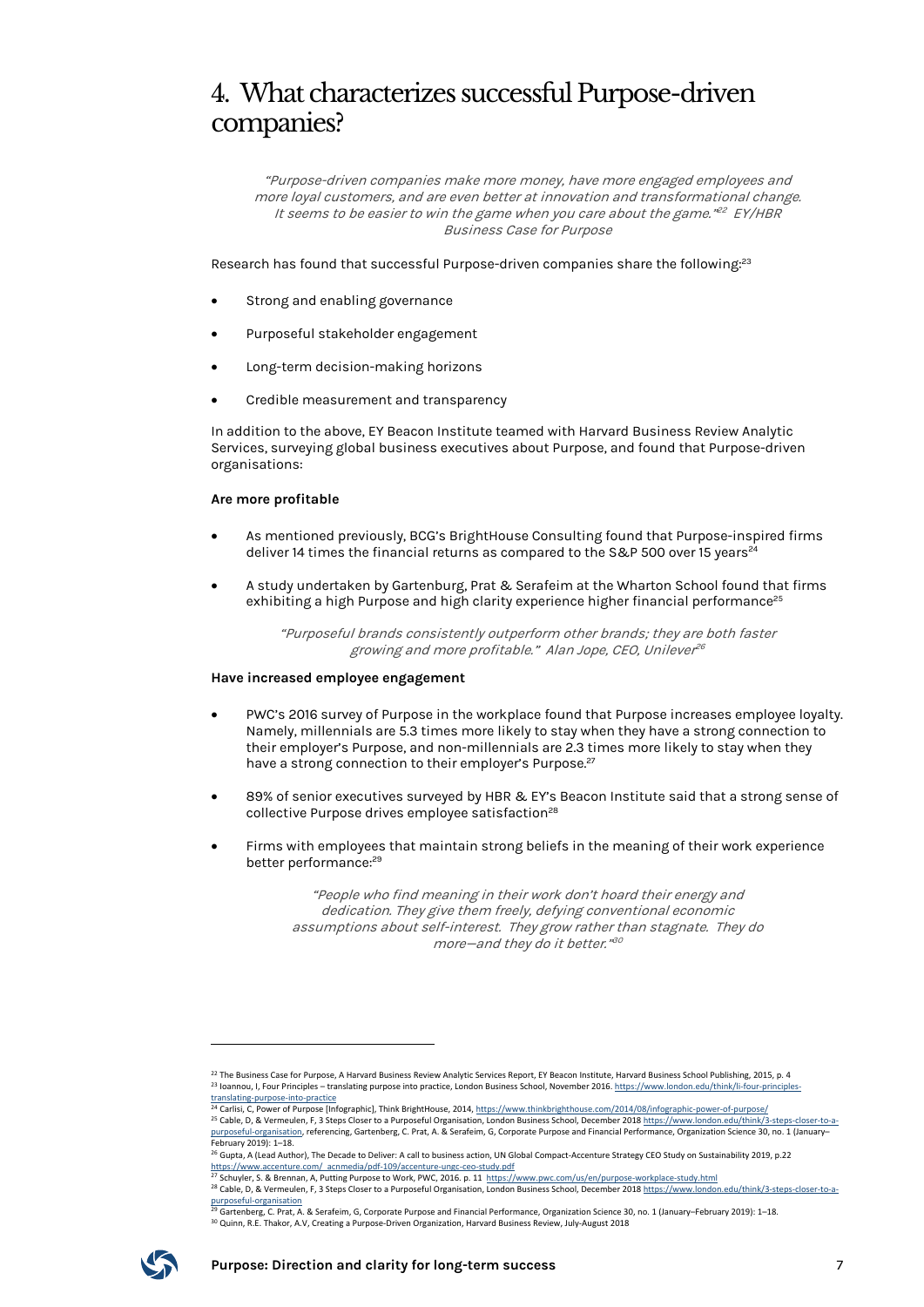# 4. What characterizes successful Purpose-driven companies?

*"Purpose-driven companies make more money, have more engaged employees and more loyal customers, and are even better at innovation and transformational change. It seems to be easier to win the game when you care about the game."*[22] *EY/HBR Business Case for Purpose*

Research has found that successful Purpose-driven companies share the following:[23]

- Strong and enabling governance
- Purposeful stakeholder engagement
- Long-term decision-making horizons
- Credible measurement and transparency

In addition to the above, EY Beacon Institute teamed with Harvard Business Review Analytic Services, surveying global business executives about Purpose, and found that Purpose-driven organisations:

**Are more profitable**

- As mentioned previously, BCG's BrightHouse Consulting found that Purpose-inspired firms deliver 14 times the financial returns as compared to the S&P 500 over 15 years[24]
- A study undertaken by Gartenburg, Prat & Serafeim at the Wharton School found that firms exhibiting a high Purpose and high clarity experience higher financial performance[25]

*"Purposeful brands consistently outperform other brands; they are both faster growing and more profitable." Alan Jope, CEO, Unilever*[26]

**Have increased employee engagement**

- PWC's 2016 survey of Purpose in the workplace found that Purpose increases employee loyalty. Namely, millennials are 5.3 times more likely to stay when they have a strong connection to their employer's Purpose, and non-millennials are 2.3 times more likely to stay when they have a strong connection to their employer's Purpose.[27]
- 89% of senior executives surveyed by HBR & EY's Beacon Institute said that a strong sense of collective Purpose drives employee satisfaction[28]
- Firms with employees that maintain strong beliefs in the meaning of their work experience better performance:[29]

*"People who find meaning in their work don't hoard their energy and dedication. They give them freely, defying conventional economic assumptions about self-interest. They grow rather than stagnate. They do more—and they do it better."*[30]

---

[22] The Business Case for Purpose, A Harvard Business Review Analytic Services Report, EY Beacon Institute, Harvard Business School Publishing, 2015, p. 4

[23] Ioannou, I, Four Principles – translating purpose into practice, London Business School, November 2016. https://www.london.edu/think/ii-four-principles-translating-purpose-into-practice

[24] Carlisi, C, Power of Purpose [Infographic], Think BrightHouse, 2014, https://www.thinkbrighthouse.com/2014/08/infographic-power-of-purpose/

[25] Cable, D, & Vermeulen, F, 3 Steps Closer to a Purposeful Organisation, London Business School, December 2018 https://www.london.edu/think/3-steps-closer-to-a-purposeful-organisation, referencing, Gartenberg, C. Prat, A. & Serafeim, G, Corporate Purpose and Financial Performance, Organization Science 30, no. 1 (January–February 2019): 1–18.

[26] Gupta, A (Lead Author), The Decade to Deliver: A call to business action, UN Global Compact-Accenture Strategy CEO Study on Sustainability 2019, p.22 https://www.accenture.com/_acnmedia/pdf-109/accenture-ungc-ceo-study.pdf

[27] Schuyler, S. & Brennan, A, Putting Purpose to Work, PWC, 2016. p. 11 https://www.pwc.com/us/en/purpose-workplace-study.html

[28] Cable, D, & Vermeulen, F, 3 Steps Closer to a Purposeful Organisation, London Business School, December 2018 https://www.london.edu/think/3-steps-closer-to-a-purposeful-organisation

[29] Gartenberg, C. Prat, A. & Serafeim, G, Corporate Purpose and Financial Performance, Organization Science 30, no. 1 (January–February 2019): 1–18.

[30] Quinn, R.E. Thakor, A.V, Creating a Purpose-Driven Organization, Harvard Business Review, July-August 2018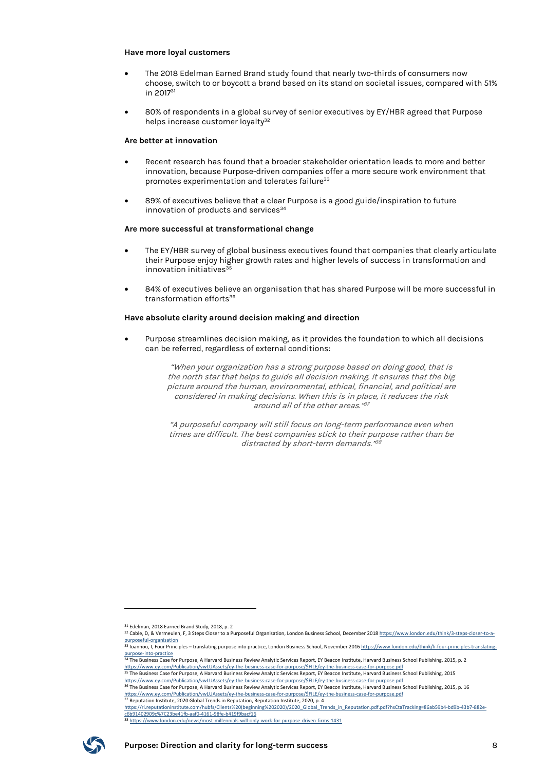**Have more loyal customers**

- The 2018 Edelman Earned Brand study found that nearly two-thirds of consumers now choose, switch to or boycott a brand based on its stand on societal issues, compared with 51% in 2017[31]
- 80% of respondents in a global survey of senior executives by EY/HBR agreed that Purpose helps increase customer loyalty[32]

**Are better at innovation**

- Recent research has found that a broader stakeholder orientation leads to more and better innovation, because Purpose-driven companies offer a more secure work environment that promotes experimentation and tolerates failure[33]
- 89% of executives believe that a clear Purpose is a good guide/inspiration to future innovation of products and services[34]

**Are more successful at transformational change**

- The EY/HBR survey of global business executives found that companies that clearly articulate their Purpose enjoy higher growth rates and higher levels of success in transformation and innovation initiatives[35]
- 84% of executives believe an organisation that has shared Purpose will be more successful in transformation efforts[36]

**Have absolute clarity around decision making and direction**

- Purpose streamlines decision making, as it provides the foundation to which all decisions can be referred, regardless of external conditions:

> *"When your organization has a strong purpose based on doing good, that is the north star that helps to guide all decision making. It ensures that the big picture around the human, environmental, ethical, financial, and political are considered in making decisions. When this is in place, it reduces the risk around all of the other areas."*[37]

> *"A purposeful company will still focus on long-term performance even when times are difficult. The best companies stick to their purpose rather than be distracted by short-term demands."*[38]

---

[31] Edelman, 2018 Earned Brand Study, 2018, p. 2

[32] Cable, D, & Vermeulen, F, 3 Steps Closer to a Purposeful Organisation, London Business School, December 2018 https://www.london.edu/think/3-steps-closer-to-a-purposeful-organisation

[33] Ioannou, I, Four Principles – translating purpose into practice, London Business School, November 2016 https://www.london.edu/think/li-four-principles-translating-purpose-into-practice

[34] The Business Case for Purpose, A Harvard Business Review Analytic Services Report, EY Beacon Institute, Harvard Business School Publishing, 2015, p. 2 https://www.ey.com/Publication/vwLUAssets/ey-the-business-case-for-purpose/$FILE/ey-the-business-case-for-purpose.pdf

[35] The Business Case for Purpose, A Harvard Business Review Analytic Services Report, EY Beacon Institute, Harvard Business School Publishing, 2015 https://www.ey.com/Publication/vwLUAssets/ey-the-business-case-for-purpose/$FILE/ey-the-business-case-for-purpose.pdf

[36] The Business Case for Purpose, A Harvard Business Review Analytic Services Report, EY Beacon Institute, Harvard Business School Publishing, 2015, p. 16 https://www.ey.com/Publication/vwLUAssets/ey-the-business-case-for-purpose/$FILE/ey-the-business-case-for-purpose.pdf

[37] Reputation Institute, 2020 Global Trends in Reputation, Reputation Institute, 2020, p. 4 https://ri.reputationinstitute.com/hubfs/Clients%20(beginning%202020)/2020_Global_Trends_in_Reputation.pdf.pdf?hsCtaTracking=86ab59b4-bd9b-43b7-882e-c6b91402909c%7C23be41fb-aaf0-4161-98fe-b419f9bacf16

[38] https://www.london.edu/news/most-millennials-will-only-work-for-purpose-driven-firms-1431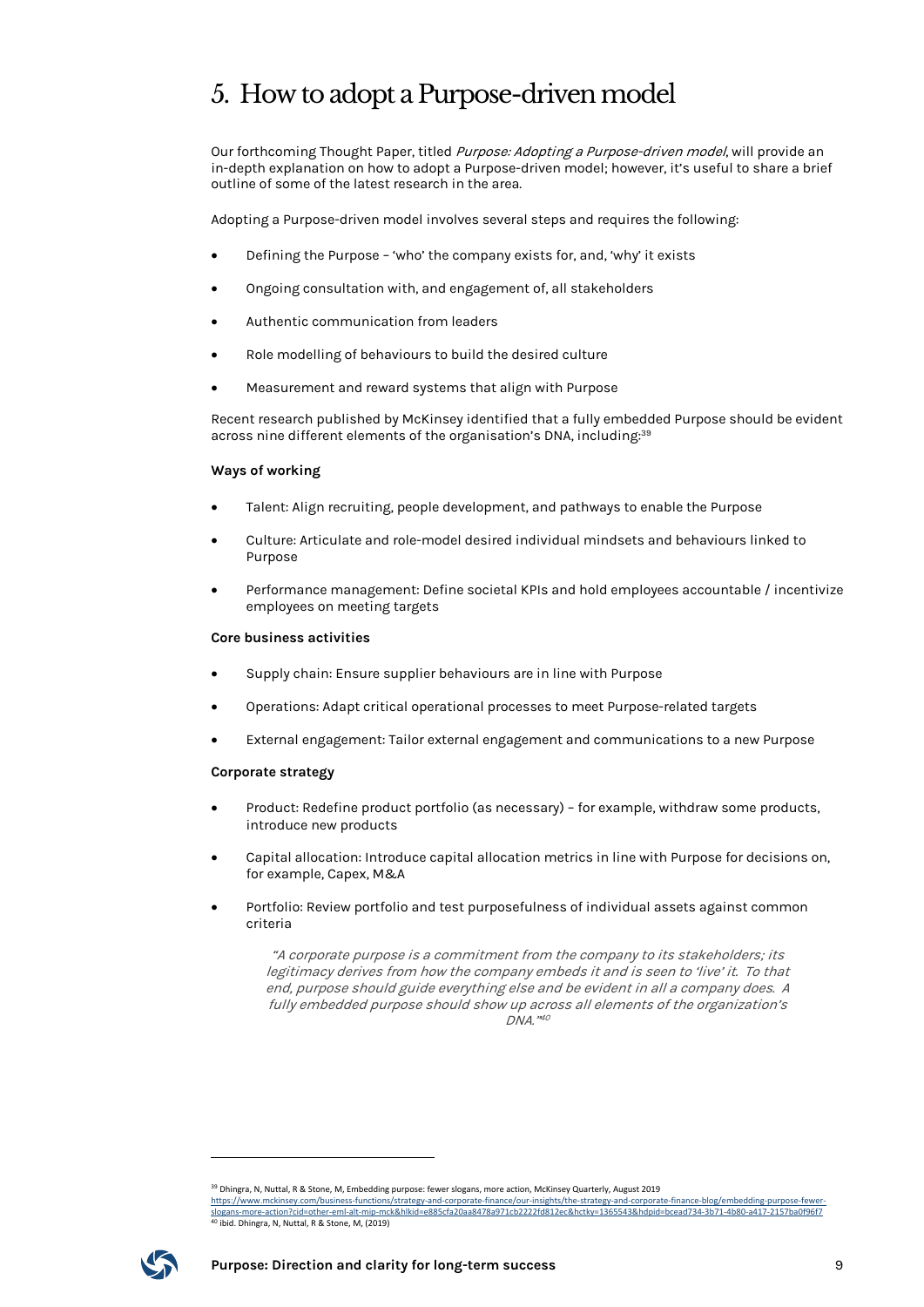# 5. How to adopt a Purpose-driven model

Our forthcoming Thought Paper, titled *Purpose: Adopting a Purpose-driven model*, will provide an in-depth explanation on how to adopt a Purpose-driven model; however, it's useful to share a brief outline of some of the latest research in the area.

Adopting a Purpose-driven model involves several steps and requires the following:

- Defining the Purpose – 'who' the company exists for, and, 'why' it exists
- Ongoing consultation with, and engagement of, all stakeholders
- Authentic communication from leaders
- Role modelling of behaviours to build the desired culture
- Measurement and reward systems that align with Purpose

Recent research published by McKinsey identified that a fully embedded Purpose should be evident across nine different elements of the organisation's DNA, including:[39]

**Ways of working**

- Talent: Align recruiting, people development, and pathways to enable the Purpose
- Culture: Articulate and role-model desired individual mindsets and behaviours linked to Purpose
- Performance management: Define societal KPIs and hold employees accountable / incentivize employees on meeting targets

**Core business activities**

- Supply chain: Ensure supplier behaviours are in line with Purpose
- Operations: Adapt critical operational processes to meet Purpose-related targets
- External engagement: Tailor external engagement and communications to a new Purpose

**Corporate strategy**

- Product: Redefine product portfolio (as necessary) – for example, withdraw some products, introduce new products
- Capital allocation: Introduce capital allocation metrics in line with Purpose for decisions on, for example, Capex, M&A
- Portfolio: Review portfolio and test purposefulness of individual assets against common criteria

> *"A corporate purpose is a commitment from the company to its stakeholders; its legitimacy derives from how the company embeds it and is seen to 'live' it. To that end, purpose should guide everything else and be evident in all a company does. A fully embedded purpose should show up across all elements of the organization's DNA."*[40]

---

[39] Dhingra, N, Nuttal, R & Stone, M, Embedding purpose: fewer slogans, more action, McKinsey Quarterly, August 2019 https://www.mckinsey.com/business-functions/strategy-and-corporate-finance/our-insights/the-strategy-and-corporate-finance-blog/embedding-purpose-fewer-slogans-more-action?cid=other-eml-alt-mip-mck&hlkid=e885cfa20aa8478a971cb2222fd812ec&hctky=1365543&hdpid=bcead734-3b71-4b80-a417-2157ba0f96f7

[40] ibid. Dhingra, N, Nuttal, R & Stone, M, (2019)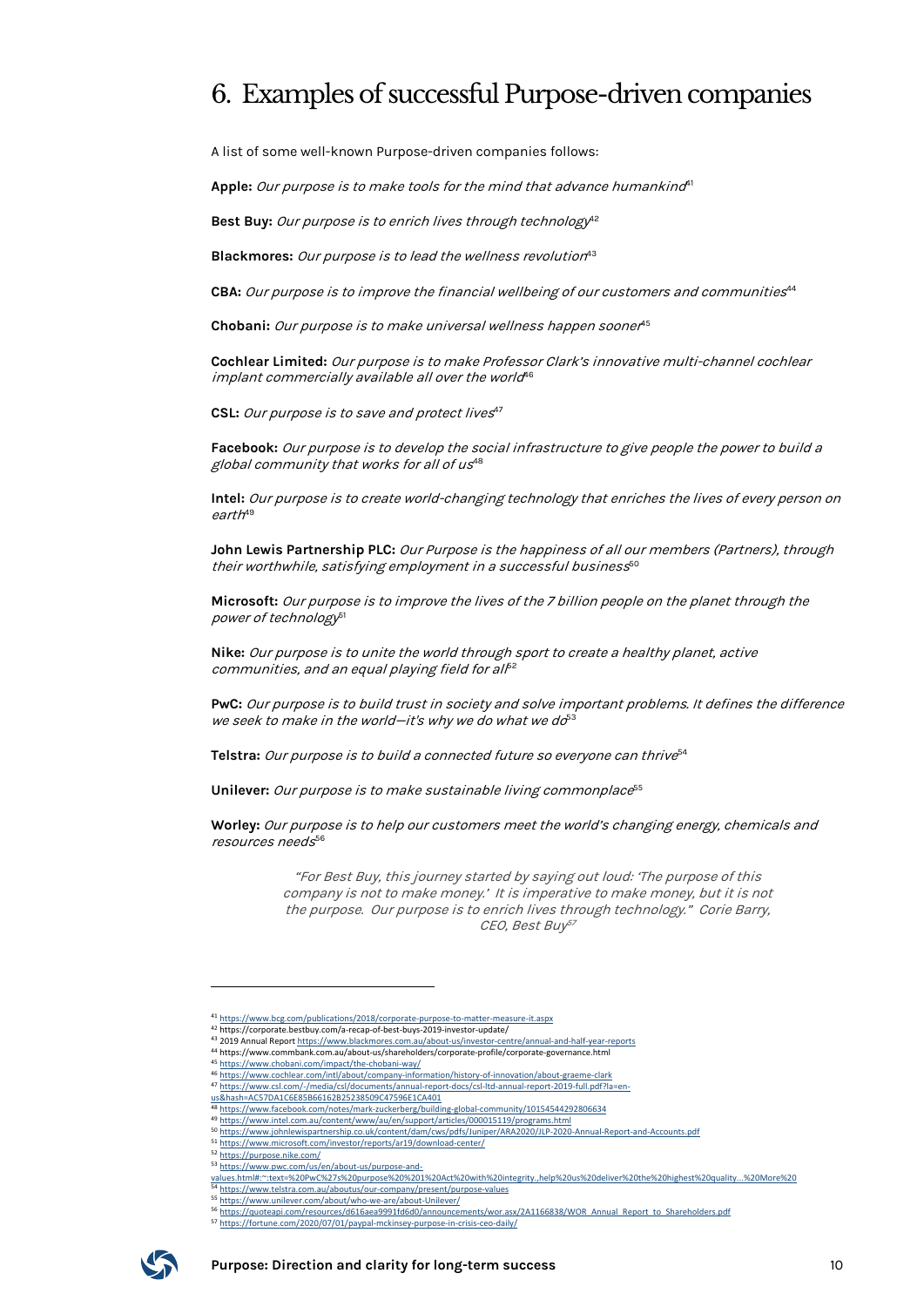# 6. Examples of successful Purpose-driven companies

A list of some well-known Purpose-driven companies follows:

**Apple:** *Our purpose is to make tools for the mind that advance humankind*[41]

**Best Buy:** *Our purpose is to enrich lives through technology*[42]

**Blackmores:** *Our purpose is to lead the wellness revolution*[43]

**CBA:** *Our purpose is to improve the financial wellbeing of our customers and communities*[44]

**Chobani:** *Our purpose is to make universal wellness happen sooner*[45]

**Cochlear Limited:** *Our purpose is to make Professor Clark's innovative multi-channel cochlear implant commercially available all over the world*[46]

**CSL:** *Our purpose is to save and protect lives*[47]

**Facebook:** *Our purpose is to develop the social infrastructure to give people the power to build a global community that works for all of us*[48]

**Intel:** *Our purpose is to create world-changing technology that enriches the lives of every person on earth*[49]

**John Lewis Partnership PLC:** *Our Purpose is the happiness of all our members (Partners), through their worthwhile, satisfying employment in a successful business*[50]

**Microsoft:** *Our purpose is to improve the lives of the 7 billion people on the planet through the power of technology*[51]

**Nike:** *Our purpose is to unite the world through sport to create a healthy planet, active communities, and an equal playing field for all*[52]

**PwC:** *Our purpose is to build trust in society and solve important problems. It defines the difference we seek to make in the world—it's why we do what we do*[53]

**Telstra:** *Our purpose is to build a connected future so everyone can thrive*[54]

**Unilever:** *Our purpose is to make sustainable living commonplace*[55]

**Worley:** *Our purpose is to help our customers meet the world's changing energy, chemicals and resources needs*[56]

> *"For Best Buy, this journey started by saying out loud: 'The purpose of this company is not to make money.' It is imperative to make money, but it is not the purpose. Our purpose is to enrich lives through technology." Corie Barry, CEO, Best Buy*[57]

---

[41] https://www.bcg.com/publications/2018/corporate-purpose-to-matter-measure-it.aspx

[42] https://corporate.bestbuy.com/a-recap-of-best-buys-2019-investor-update/

[43] 2019 Annual Report https://www.blackmores.com.au/about-us/investor-centre/annual-and-half-year-reports

[44] https://www.commbank.com.au/about-us/shareholders/corporate-profile/corporate-governance.html

[45] https://www.chobani.com/impact/the-chobani-way/

[46] https://www.cochlear.com/intl/about/company-information/history-of-innovation/about-graeme-clark

[47] https://www.csl.com/-/media/csl/documents/annual-report-docs/csl-ltd-annual-report-2019-full.pdf?la=en-us&hash=AC57DA1C6E85B66162B25238509C47596E1CA401

[48] https://www.facebook.com/notes/mark-zuckerberg/building-global-community/10154544292806634

[49] https://www.intel.com.au/content/www/au/en/support/articles/000015119/programs.html

[50] https://www.johnlewispartnership.co.uk/content/dam/cws/pdfs/Juniper/ARA2020/JLP-2020-Annual-Report-and-Accounts.pdf

[51] https://www.microsoft.com/investor/reports/ar19/download-center/

[52] https://purpose.nike.com/

[53] https://www.pwc.com/us/en/about-us/purpose-and-values.html#:~:text=%20PwC%27s%20purpose%20%201%20Act%20with%20integrity.,help%20us%20deliver%20the%20highest%20quality...%20More%20

[54] https://www.telstra.com.au/aboutus/our-company/present/purpose-values

[55] https://www.unilever.com/about/who-we-are/about-Unilever/

[56] https://quoteapi.com/resources/d616aea9991fd6d0/announcements/wor.asx/2A1166838/WOR_Annual_Report_to_Shareholders.pdf

[57] https://fortune.com/2020/07/01/paypal-mckinsey-purpose-in-crisis-ceo-daily/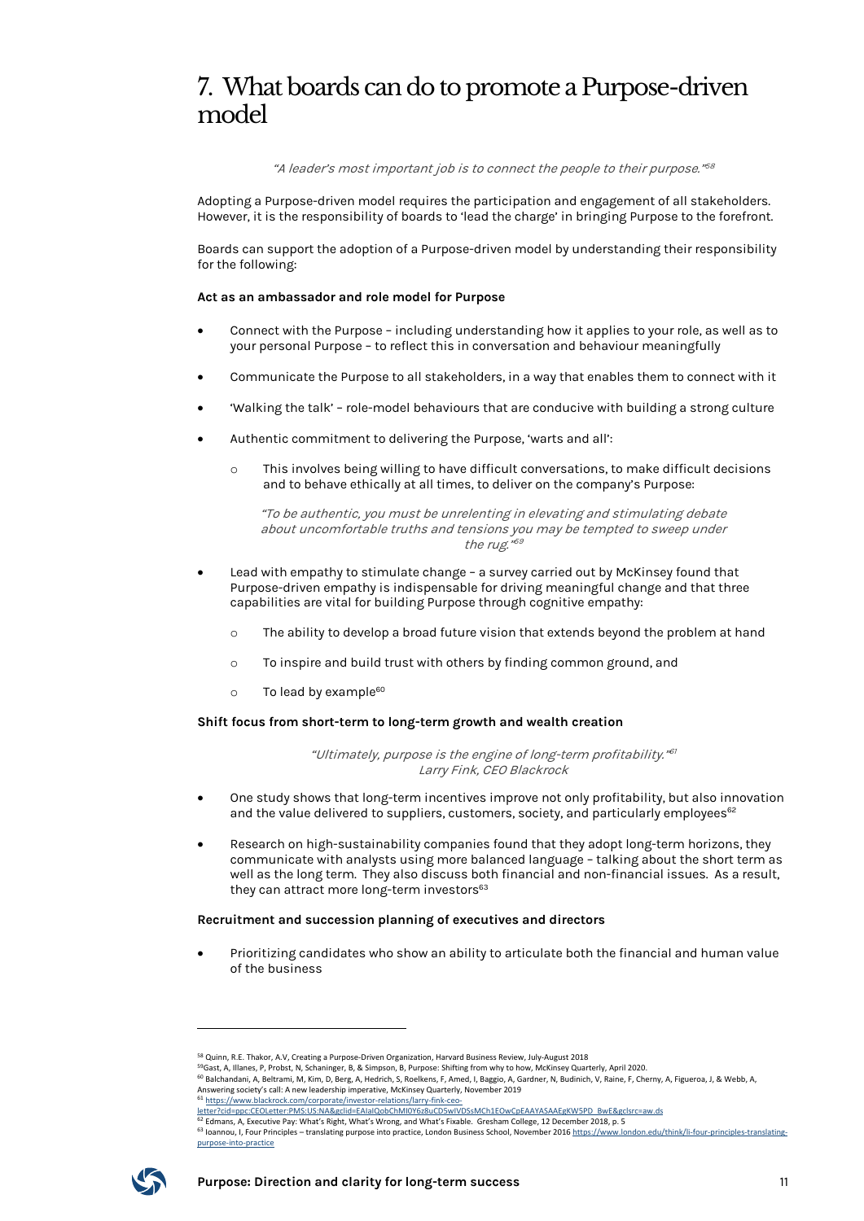# 7. What boards can do to promote a Purpose-driven model

*"A leader's most important job is to connect the people to their purpose."*[58]

Adopting a Purpose-driven model requires the participation and engagement of all stakeholders. However, it is the responsibility of boards to 'lead the charge' in bringing Purpose to the forefront.

Boards can support the adoption of a Purpose-driven model by understanding their responsibility for the following:

**Act as an ambassador and role model for Purpose**

- Connect with the Purpose – including understanding how it applies to your role, as well as to your personal Purpose – to reflect this in conversation and behaviour meaningfully
- Communicate the Purpose to all stakeholders, in a way that enables them to connect with it
- 'Walking the talk' – role-model behaviours that are conducive with building a strong culture
- Authentic commitment to delivering the Purpose, 'warts and all':
  - This involves being willing to have difficult conversations, to make difficult decisions and to behave ethically at all times, to deliver on the company's Purpose:

    *"To be authentic, you must be unrelenting in elevating and stimulating debate about uncomfortable truths and tensions you may be tempted to sweep under the rug."*[59]

- Lead with empathy to stimulate change – a survey carried out by McKinsey found that Purpose-driven empathy is indispensable for driving meaningful change and that three capabilities are vital for building Purpose through cognitive empathy:
  - The ability to develop a broad future vision that extends beyond the problem at hand
  - To inspire and build trust with others by finding common ground, and
  - To lead by example[60]

**Shift focus from short-term to long-term growth and wealth creation**

*"Ultimately, purpose is the engine of long-term profitability."*[61]
*Larry Fink, CEO Blackrock*

- One study shows that long-term incentives improve not only profitability, but also innovation and the value delivered to suppliers, customers, society, and particularly employees[62]
- Research on high-sustainability companies found that they adopt long-term horizons, they communicate with analysts using more balanced language – talking about the short term as well as the long term. They also discuss both financial and non-financial issues. As a result, they can attract more long-term investors[63]

**Recruitment and succession planning of executives and directors**

- Prioritizing candidates who show an ability to articulate both the financial and human value of the business

---

[58] Quinn, R.E. Thakor, A.V, Creating a Purpose-Driven Organization, Harvard Business Review, July-August 2018

[59] Gast, A, Illanes, P, Probst, N, Schaninger, B, & Simpson, B, Purpose: Shifting from why to how, McKinsey Quarterly, April 2020.

[60] Balchandani, A, Beltrami, M, Kim, D, Berg, A, Hedrich, S, Roelkens, F, Amed, I, Baggio, A, Gardner, N, Budinich, V, Raine, F, Cherny, A, Figueroa, J, & Webb, A, Answering society's call: A new leadership imperative, McKinsey Quarterly, November 2019

[61] https://www.blackrock.com/corporate/investor-relations/larry-fink-ceo-letter?cid=ppc:CEOLetter:PMS:US:NA&gclid=EAIaIQobChMI0Y6z8uCD5wIVDSsMCh1EOwCpEAAYASAAEgKW5PD_BwE&gclsrc=aw.ds

[62] Edmans, A, Executive Pay: What's Right, What's Wrong, and What's Fixable. Gresham College, 12 December 2018, p. 5

[63] Ioannou, I, Four Principles – translating purpose into practice, London Business School, November 2016 https://www.london.edu/think/li-four-principles-translating-purpose-into-practice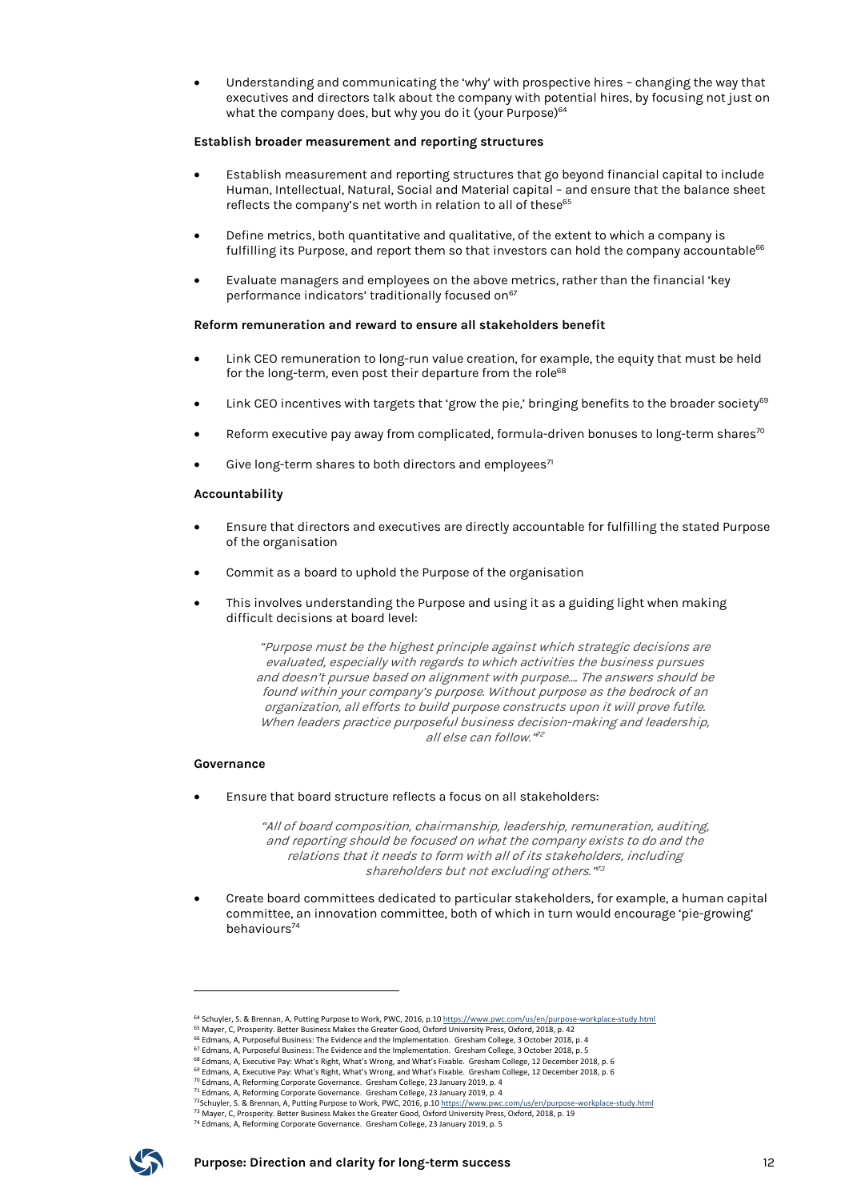- Understanding and communicating the 'why' with prospective hires – changing the way that executives and directors talk about the company with potential hires, by focusing not just on what the company does, but why you do it (your Purpose)[64]

**Establish broader measurement and reporting structures**

- Establish measurement and reporting structures that go beyond financial capital to include Human, Intellectual, Natural, Social and Material capital – and ensure that the balance sheet reflects the company's net worth in relation to all of these[65]
- Define metrics, both quantitative and qualitative, of the extent to which a company is fulfilling its Purpose, and report them so that investors can hold the company accountable[66]
- Evaluate managers and employees on the above metrics, rather than the financial 'key performance indicators' traditionally focused on[67]

**Reform remuneration and reward to ensure all stakeholders benefit**

- Link CEO remuneration to long-run value creation, for example, the equity that must be held for the long-term, even post their departure from the role[68]
- Link CEO incentives with targets that 'grow the pie,' bringing benefits to the broader society[69]
- Reform executive pay away from complicated, formula-driven bonuses to long-term shares[70]
- Give long-term shares to both directors and employees[71]

**Accountability**

- Ensure that directors and executives are directly accountable for fulfilling the stated Purpose of the organisation
- Commit as a board to uphold the Purpose of the organisation
- This involves understanding the Purpose and using it as a guiding light when making difficult decisions at board level:

> *"Purpose must be the highest principle against which strategic decisions are evaluated, especially with regards to which activities the business pursues and doesn't pursue based on alignment with purpose.... The answers should be found within your company's purpose. Without purpose as the bedrock of an organization, all efforts to build purpose constructs upon it will prove futile. When leaders practice purposeful business decision-making and leadership, all else can follow."*[72]

**Governance**

- Ensure that board structure reflects a focus on all stakeholders:

> *"All of board composition, chairmanship, leadership, remuneration, auditing, and reporting should be focused on what the company exists to do and the relations that it needs to form with all of its stakeholders, including shareholders but not excluding others."*[73]

- Create board committees dedicated to particular stakeholders, for example, a human capital committee, an innovation committee, both of which in turn would encourage 'pie-growing' behaviours[74]

---

[64] Schuyler, S. & Brennan, A, Putting Purpose to Work, PWC, 2016, p.10 https://www.pwc.com/us/en/purpose-workplace-study.html
[65] Mayer, C, Prosperity. Better Business Makes the Greater Good, Oxford University Press, Oxford, 2018, p. 42
[66] Edmans, A, Purposeful Business: The Evidence and the Implementation. Gresham College, 3 October 2018, p. 4
[67] Edmans, A, Purposeful Business: The Evidence and the Implementation. Gresham College, 3 October 2018, p. 5
[68] Edmans, A, Executive Pay: What's Right, What's Wrong, and What's Fixable. Gresham College, 12 December 2018, p. 6
[69] Edmans, A, Executive Pay: What's Right, What's Wrong, and What's Fixable. Gresham College, 12 December 2018, p. 6
[70] Edmans, A, Reforming Corporate Governance. Gresham College, 23 January 2019, p. 4
[71] Edmans, A, Reforming Corporate Governance. Gresham College, 23 January 2019, p. 4
[72] Schuyler, S. & Brennan, A, Putting Purpose to Work, PWC, 2016, p.10 https://www.pwc.com/us/en/purpose-workplace-study.html
[73] Mayer, C, Prosperity. Better Business Makes the Greater Good, Oxford University Press, Oxford, 2018, p. 19
[74] Edmans, A, Reforming Corporate Governance. Gresham College, 23 January 2019, p. 5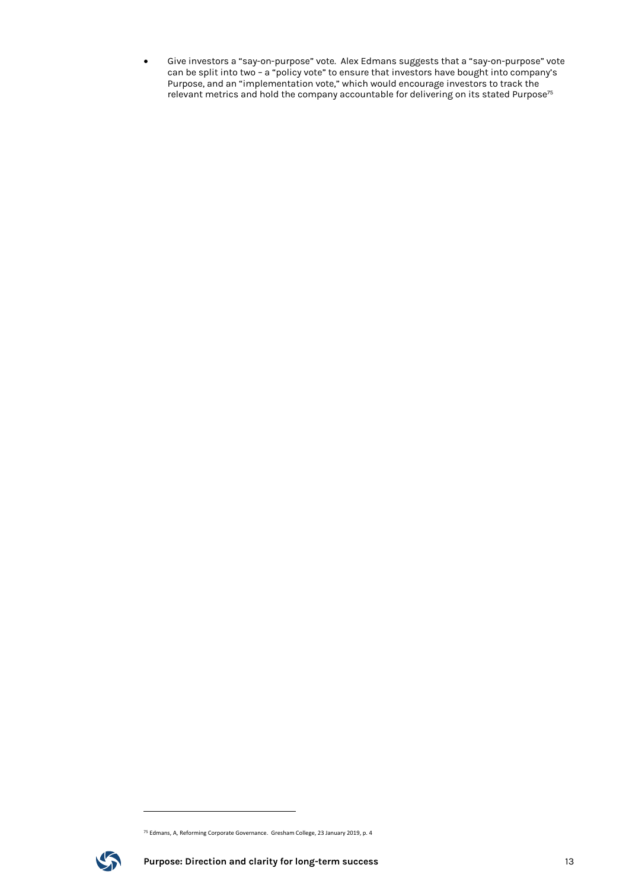- Give investors a "say-on-purpose" vote. Alex Edmans suggests that a "say-on-purpose" vote can be split into two – a "policy vote" to ensure that investors have bought into company's Purpose, and an "implementation vote," which would encourage investors to track the relevant metrics and hold the company accountable for delivering on its stated Purpose[75]

[75] Edmans, A, Reforming Corporate Governance. Gresham College, 23 January 2019, p. 4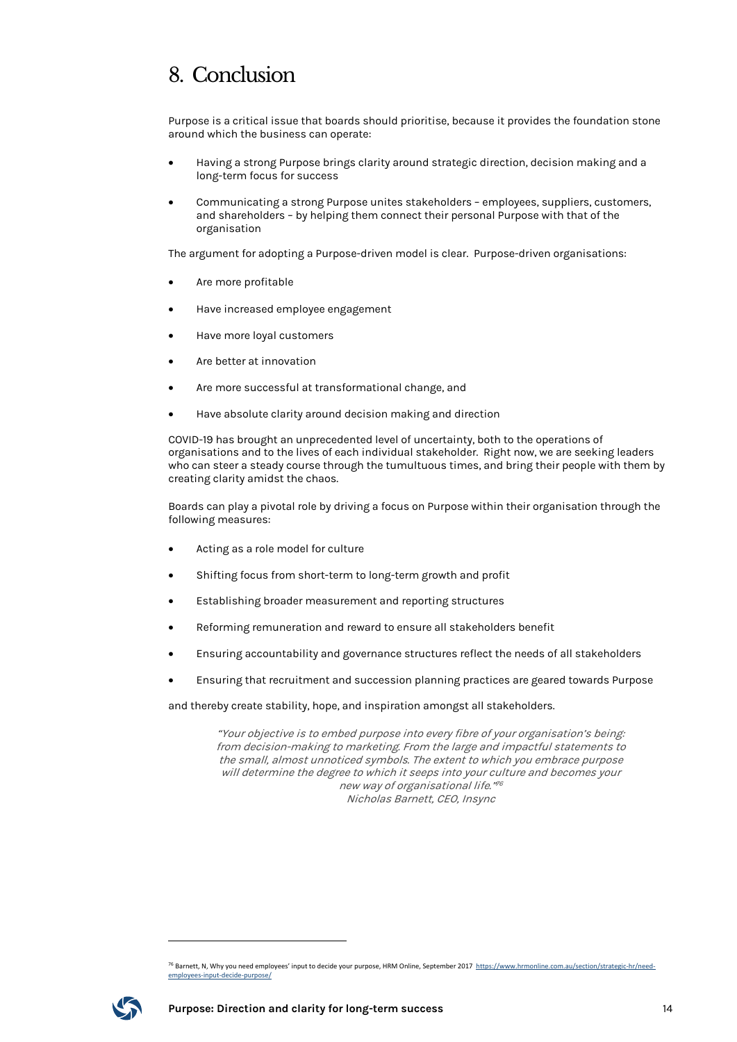# 8. Conclusion

Purpose is a critical issue that boards should prioritise, because it provides the foundation stone around which the business can operate:

- Having a strong Purpose brings clarity around strategic direction, decision making and a long-term focus for success
- Communicating a strong Purpose unites stakeholders – employees, suppliers, customers, and shareholders – by helping them connect their personal Purpose with that of the organisation

The argument for adopting a Purpose-driven model is clear. Purpose-driven organisations:

- Are more profitable
- Have increased employee engagement
- Have more loyal customers
- Are better at innovation
- Are more successful at transformational change, and
- Have absolute clarity around decision making and direction

COVID-19 has brought an unprecedented level of uncertainty, both to the operations of organisations and to the lives of each individual stakeholder. Right now, we are seeking leaders who can steer a steady course through the tumultuous times, and bring their people with them by creating clarity amidst the chaos.

Boards can play a pivotal role by driving a focus on Purpose within their organisation through the following measures:

- Acting as a role model for culture
- Shifting focus from short-term to long-term growth and profit
- Establishing broader measurement and reporting structures
- Reforming remuneration and reward to ensure all stakeholders benefit
- Ensuring accountability and governance structures reflect the needs of all stakeholders
- Ensuring that recruitment and succession planning practices are geared towards Purpose

and thereby create stability, hope, and inspiration amongst all stakeholders.

> *"Your objective is to embed purpose into every fibre of your organisation's being: from decision-making to marketing. From the large and impactful statements to the small, almost unnoticed symbols. The extent to which you embrace purpose will determine the degree to which it seeps into your culture and becomes your new way of organisational life."*[76]
> *Nicholas Barnett, CEO, Insync*

[76] Barnett, N, Why you need employees' input to decide your purpose, HRM Online, September 2017 https://www.hrmonline.com.au/section/strategic-hr/need-employees-input-decide-purpose/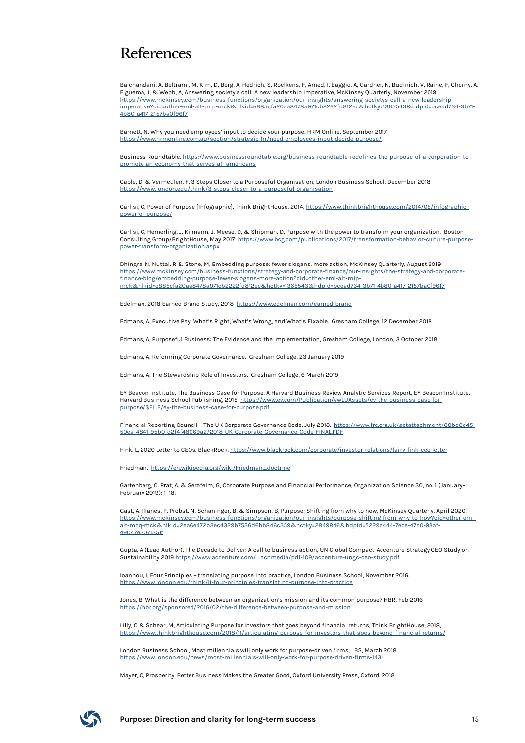# References

Balchandani, A, Beltrami, M, Kim, D, Berg, A, Hedrich, S, Roelkens, F, Amed, I, Baggio, A, Gardner, N, Budinich, V, Raine, F, Cherny, A, Figueroa, J, & Webb, A, Answering society's call: A new leadership imperative, McKinsey Quarterly, November 2019 https://www.mckinsey.com/business-functions/organization/our-insights/answering-societys-call-a-new-leadership-imperative?cid=other-eml-alt-mip-mck&hlkid=e885cfa20aa8478a971cb2222fd812ec&hctky=1365543&hdpid=bcead734-3b71-4b80-a417-2157ba0f96f7

Barnett, N, Why you need employees' input to decide your purpose, HRM Online, September 2017 https://www.hrmonline.com.au/section/strategic-hr/need-employees-input-decide-purpose/

Business Roundtable, https://www.businessroundtable.org/business-roundtable-redefines-the-purpose-of-a-corporation-to-promote-an-economy-that-serves-all-americans

Cable, D, & Vermeulen, F, 3 Steps Closer to a Purposeful Organisation, London Business School, December 2018 https://www.london.edu/think/3-steps-closer-to-a-purposeful-organisation

Carlisi, C, Power of Purpose [Infographic], Think BrightHouse, 2014, https://www.thinkbrighthouse.com/2014/08/infographic-power-of-purpose/

Carlisi, C, Hemerling, J, Kilmann, J, Meese, D, & Shipman, D, Purpose with the power to transform your organization. Boston Consulting Group/BrightHouse, May 2017 https://www.bcg.com/publications/2017/transformation-behavior-culture-purpose-power-transform-organization.aspx

Dhingra, N, Nuttal, R & Stone, M, Embedding purpose: fewer slogans, more action, McKinsey Quarterly, August 2019 https://www.mckinsey.com/business-functions/strategy-and-corporate-finance/our-insights/the-strategy-and-corporate-finance-blog/embedding-purpose-fewer-slogans-more-action?cid=other-eml-alt-mip-mck&hlkid=e885cfa20aa8478a971cb2222fd812ec&hctky=1365543&hdpid=bcead734-3b71-4b80-a417-2157ba0f96f7

Edelman, 2018 Earned Brand Study, 2018 https://www.edelman.com/earned-brand

Edmans, A, Executive Pay: What's Right, What's Wrong, and What's Fixable. Gresham College, 12 December 2018

Edmans, A, Purposeful Business: The Evidence and the Implementation, Gresham College, London, 3 October 2018

Edmans, A, Reforming Corporate Governance. Gresham College, 23 January 2019

Edmans, A, The Stewardship Role of Investors. Gresham College, 6 March 2019

EY Beacon Institute, The Business Case for Purpose, A Harvard Business Review Analytic Services Report, EY Beacon Institute, Harvard Business School Publishing, 2015 https://www.ey.com/Publication/vwLUAssets/ey-the-business-case-for-purpose/$FILE/ey-the-business-case-for-purpose.pdf

Financial Reporting Council – The UK Corporate Governance Code, July 2018. https://www.frc.org.uk/getattachment/88bd8c45-50ea-4841-95b0-d2f4f48069a2/2018-UK-Corporate-Governance-Code-FINAL.PDF

Fink. L, 2020 Letter to CEOs. BlackRock. https://www.blackrock.com/corporate/investor-relations/larry-fink-ceo-letter

Friedman, https://en.wikipedia.org/wiki/Friedman_doctrine

Gartenberg, C. Prat, A. & Serafeim, G, Corporate Purpose and Financial Performance, Organization Science 30, no. 1 (January–February 2019): 1–18.

Gast, A, Illanes, P, Probst, N, Schaninger, B, & Simpson, B, Purpose: Shifting from why to how, McKinsey Quarterly, April 2020. https://www.mckinsey.com/business-functions/organization/our-insights/purpose-shifting-from-why-to-how?cid=other-eml-alt-mcq-mck&hlkid=2ea6e472b3ec4329b7536d6bb846c359&hctky=2849846&hdpid=5229a444-7ece-47a0-98af-49047e307135#

Gupta, A (Lead Author), The Decade to Deliver: A call to business action, UN Global Compact-Accenture Strategy CEO Study on Sustainability 2019 https://www.accenture.com/_acnmedia/pdf-109/accenture-ungc-ceo-study.pdf

Ioannou, I, Four Principles – translating purpose into practice, London Business School, November 2016. https://www.london.edu/think/ii-four-principles-translating-purpose-into-practice

Jones, B, What is the difference between an organization's mission and its common purpose? HBR, Feb 2016 https://hbr.org/sponsored/2016/02/the-difference-between-purpose-and-mission

Lilly, C & Schear, M, Articulating Purpose for investors that goes beyond financial returns, Think BrightHouse, 2018, https://www.thinkbrighthouse.com/2018/11/articulating-purpose-for-investors-that-goes-beyond-financial-returns/

London Business School, Most millennials will only work for purpose-driven firms, LBS, March 2018 https://www.london.edu/news/most-millennials-will-only-work-for-purpose-driven-firms-1431

Mayer, C, Prosperity. Better Business Makes the Greater Good, Oxford University Press, Oxford, 2018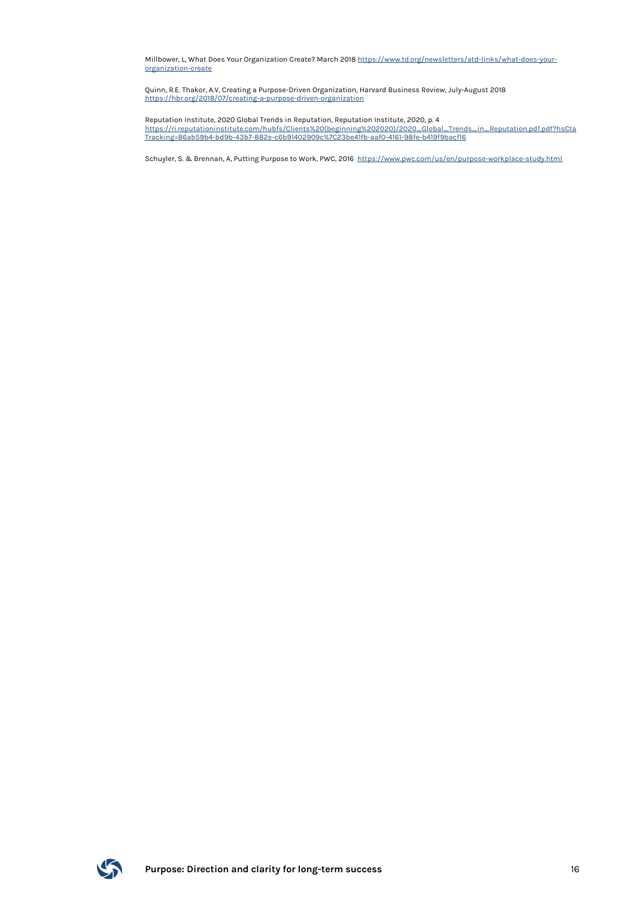Millbower, L, What Does Your Organization Create? March 2018 https://www.td.org/newsletters/atd-links/what-does-your-organization-create

Quinn, R.E. Thakor, A.V, Creating a Purpose-Driven Organization, Harvard Business Review, July-August 2018 https://hbr.org/2018/07/creating-a-purpose-driven-organization

Reputation Institute, 2020 Global Trends in Reputation, Reputation Institute, 2020, p. 4 https://ri.reputationinstitute.com/hubfs/Clients%20(beginning%202020)/2020_Global_Trends_in_Reputation.pdf.pdf?hsCtaTracking=86ab59b4-bd9b-43b7-882e-c6b91402909c%7C23be41fb-aaf0-4161-98fe-b419f9bacf16

Schuyler, S. & Brennan, A, Putting Purpose to Work, PWC, 2016 https://www.pwc.com/us/en/purpose-workplace-study.html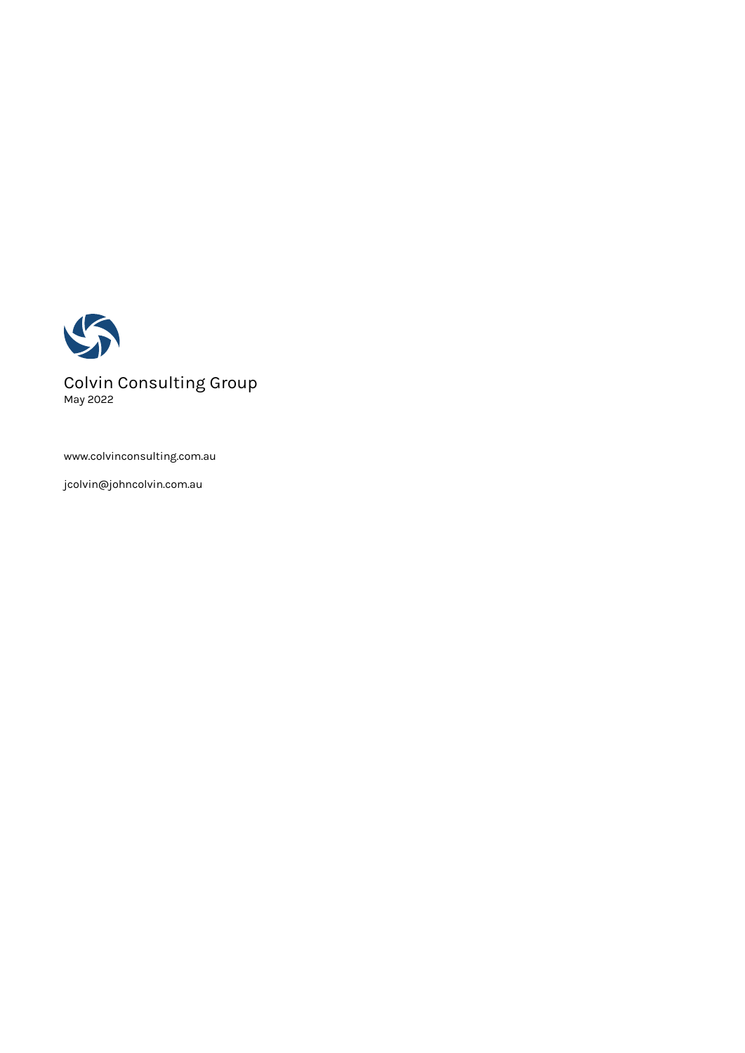Colvin Consulting Group

May 2022

www.colvinconsulting.com.au

jcolvin@johncolvin.com.au